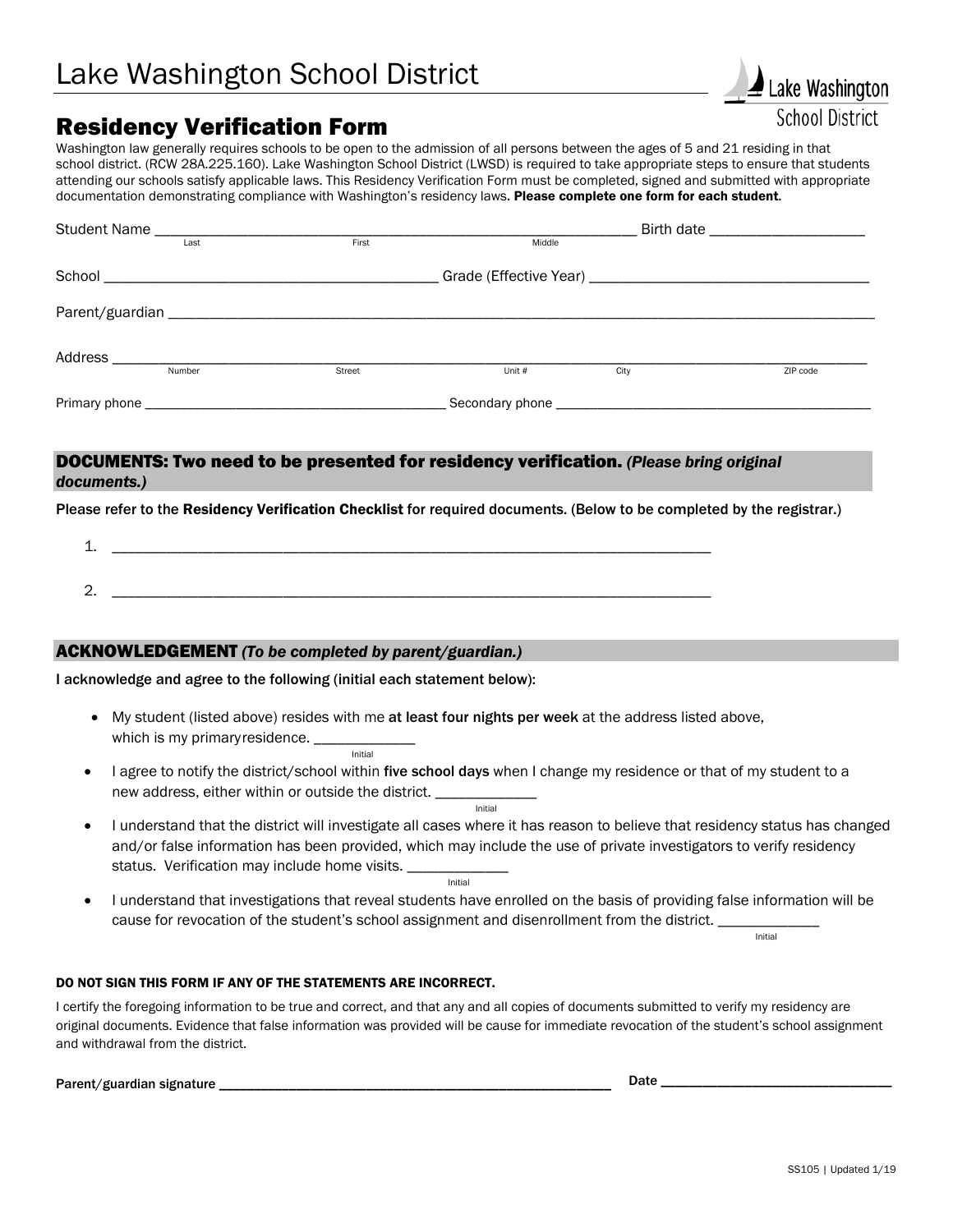# Lake Washington School District

## Residency Verification Form

Washington law generally requires schools to be open to the admission of all persons between the ages of 5 and 21 residing in that school district. (RCW 28A.225.160). Lake Washington School District (LWSD) is required to take appropriate steps to ensure that students attending our schools satisfy applicable laws. This Residency Verification Form must be completed, signed and submitted with appropriate documentation demonstrating compliance with Washington's residency laws. **Please complete one form for each student.**

Student Name ______________________________________________ Birth date ________________
(Last / First / Middle)

School ________________________________ Grade (Effective Year) ____________________________

Parent/guardian ___________________________________________________________________

Address ___________________________________________________________________________
(Number / Street / Unit # / City / ZIP code)

Primary phone ______________________________ Secondary phone ______________________________

### DOCUMENTS: Two need to be presented for residency verification. *(Please bring original documents.)*

Please refer to the **Residency Verification Checklist** for required documents. (Below to be completed by the registrar.)

1. ______________________________________________________________

2. ______________________________________________________________

### ACKNOWLEDGEMENT *(To be completed by parent/guardian.)*

**I acknowledge and agree to the following (initial each statement below):**

- My student (listed above) resides with me **at least four nights per week** at the address listed above, which is my primary residence. ____________ (Initial)
- I agree to notify the district/school within **five school days** when I change my residence or that of my student to a new address, either within or outside the district. ____________ (Initial)
- I understand that the district will investigate all cases where it has reason to believe that residency status has changed and/or false information has been provided, which may include the use of private investigators to verify residency status. Verification may include home visits. ____________ (Initial)
- I understand that investigations that reveal students have enrolled on the basis of providing false information will be cause for revocation of the student's school assignment and disenrollment from the district. ____________ (Initial)

**DO NOT SIGN THIS FORM IF ANY OF THE STATEMENTS ARE INCORRECT.**

I certify the foregoing information to be true and correct, and that any and all copies of documents submitted to verify my residency are original documents. Evidence that false information was provided will be cause for immediate revocation of the student's school assignment and withdrawal from the district.

Parent/guardian signature ____________________________________________ Date ________________________

SS105 | Updated 1/19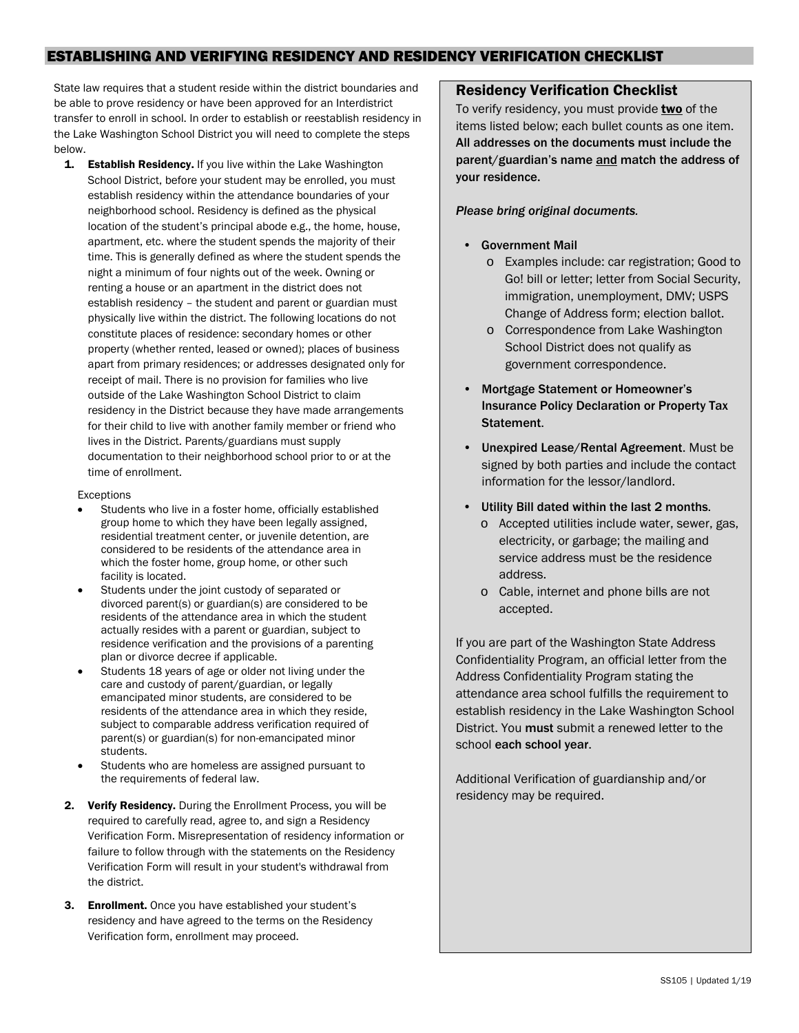## ESTABLISHING AND VERIFYING RESIDENCY AND RESIDENCY VERIFICATION CHECKLIST

State law requires that a student reside within the district boundaries and be able to prove residency or have been approved for an Interdistrict transfer to enroll in school. In order to establish or reestablish residency in the Lake Washington School District you will need to complete the steps below.

1. **Establish Residency.** If you live within the Lake Washington School District, before your student may be enrolled, you must establish residency within the attendance boundaries of your neighborhood school. Residency is defined as the physical location of the student's principal abode e.g., the home, house, apartment, etc. where the student spends the majority of their time. This is generally defined as where the student spends the night a minimum of four nights out of the week. Owning or renting a house or an apartment in the district does not establish residency – the student and parent or guardian must physically live within the district. The following locations do not constitute places of residence: secondary homes or other property (whether rented, leased or owned); places of business apart from primary residences; or addresses designated only for receipt of mail. There is no provision for families who live outside of the Lake Washington School District to claim residency in the District because they have made arrangements for their child to live with another family member or friend who lives in the District. Parents/guardians must supply documentation to their neighborhood school prior to or at the time of enrollment.

   Exceptions
   - Students who live in a foster home, officially established group home to which they have been legally assigned, residential treatment center, or juvenile detention, are considered to be residents of the attendance area in which the foster home, group home, or other such facility is located.
   - Students under the joint custody of separated or divorced parent(s) or guardian(s) are considered to be residents of the attendance area in which the student actually resides with a parent or guardian, subject to residence verification and the provisions of a parenting plan or divorce decree if applicable.
   - Students 18 years of age or older not living under the care and custody of parent/guardian, or legally emancipated minor students, are considered to be residents of the attendance area in which they reside, subject to comparable address verification required of parent(s) or guardian(s) for non-emancipated minor students.
   - Students who are homeless are assigned pursuant to the requirements of federal law.

2. **Verify Residency.** During the Enrollment Process, you will be required to carefully read, agree to, and sign a Residency Verification Form. Misrepresentation of residency information or failure to follow through with the statements on the Residency Verification Form will result in your student's withdrawal from the district.

3. **Enrollment.** Once you have established your student's residency and have agreed to the terms on the Residency Verification form, enrollment may proceed.

### Residency Verification Checklist

To verify residency, you must provide **two** of the items listed below; each bullet counts as one item. **All addresses on the documents must include the parent/guardian's name and match the address of your residence.**

*Please bring original documents.*

- **Government Mail**
  - Examples include: car registration; Good to Go! bill or letter; letter from Social Security, immigration, unemployment, DMV; USPS Change of Address form; election ballot.
  - Correspondence from Lake Washington School District does not qualify as government correspondence.
- **Mortgage Statement or Homeowner's Insurance Policy Declaration or Property Tax Statement.**
- **Unexpired Lease/Rental Agreement.** Must be signed by both parties and include the contact information for the lessor/landlord.
- **Utility Bill dated within the last 2 months.**
  - Accepted utilities include water, sewer, gas, electricity, or garbage; the mailing and service address must be the residence address.
  - Cable, internet and phone bills are not accepted.

If you are part of the Washington State Address Confidentiality Program, an official letter from the Address Confidentiality Program stating the attendance area school fulfills the requirement to establish residency in the Lake Washington School District. You **must** submit a renewed letter to the school **each school year**.

Additional Verification of guardianship and/or residency may be required.

SS105 | Updated 1/19